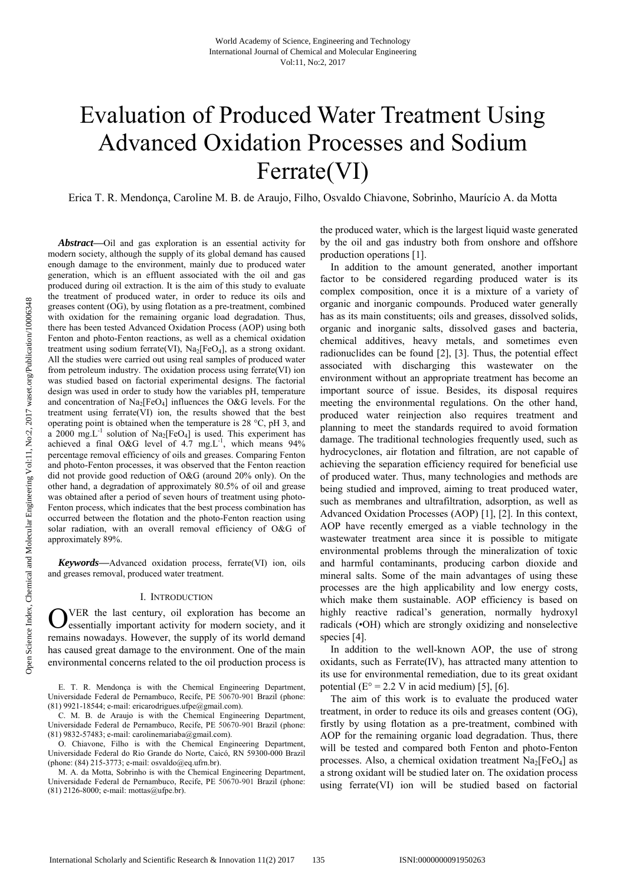# Evaluation of Produced Water Treatment Using Advanced Oxidation Processes and Sodium Ferrate(VI)

Erica T. R. Mendonça, Caroline M. B. de Araujo, Filho, Osvaldo Chiavone, Sobrinho, Maurício A. da Motta

***Abstract*—**Oil and gas exploration is an essential activity for modern society, although the supply of its global demand has caused enough damage to the environment, mainly due to produced water generation, which is an effluent associated with the oil and gas produced during oil extraction. It is the aim of this study to evaluate the treatment of produced water, in order to reduce its oils and greases content (OG), by using flotation as a pre-treatment, combined with oxidation for the remaining organic load degradation. Thus, there has been tested Advanced Oxidation Process (AOP) using both Fenton and photo-Fenton reactions, as well as a chemical oxidation treatment using sodium ferrate(VI), $Na_2[FeO_4]$, as a strong oxidant. All the studies were carried out using real samples of produced water from petroleum industry. The oxidation process using ferrate(VI) ion was studied based on factorial experimental designs. The factorial design was used in order to study how the variables pH, temperature and concentration of $Na_2[FeO_4]$ influences the O&G levels. For the treatment using ferrate(VI) ion, the results showed that the best operating point is obtained when the temperature is 28 °C, pH 3, and a 2000 mg.L$^{-1}$ solution of $Na_2[FeO_4]$ is used. This experiment has achieved a final O&G level of 4.7 mg.L$^{-1}$, which means 94% percentage removal efficiency of oils and greases. Comparing Fenton and photo-Fenton processes, it was observed that the Fenton reaction did not provide good reduction of O&G (around 20% only). On the other hand, a degradation of approximately 80.5% of oil and grease was obtained after a period of seven hours of treatment using photo-Fenton process, which indicates that the best process combination has occurred between the flotation and the photo-Fenton reaction using solar radiation, with an overall removal efficiency of O&G of approximately 89%.

***Keywords*—**Advanced oxidation process, ferrate(VI) ion, oils and greases removal, produced water treatment.

## I. Introduction

Over the last century, oil exploration has become an essentially important activity for modern society, and it remains nowadays. However, the supply of its world demand has caused great damage to the environment. One of the main environmental concerns related to the oil production process is the produced water, which is the largest liquid waste generated by the oil and gas industry both from onshore and offshore production operations [1].

In addition to the amount generated, another important factor to be considered regarding produced water is its complex composition, once it is a mixture of a variety of organic and inorganic compounds. Produced water generally has as its main constituents; oils and greases, dissolved solids, organic and inorganic salts, dissolved gases and bacteria, chemical additives, heavy metals, and sometimes even radionuclides can be found [2], [3]. Thus, the potential effect associated with discharging this wastewater on the environment without an appropriate treatment has become an important source of issue. Besides, its disposal requires meeting the environmental regulations. On the other hand, produced water reinjection also requires treatment and planning to meet the standards required to avoid formation damage. The traditional technologies frequently used, such as hydrocyclones, air flotation and filtration, are not capable of achieving the separation efficiency required for beneficial use of produced water. Thus, many technologies and methods are being studied and improved, aiming to treat produced water, such as membranes and ultrafiltration, adsorption, as well as Advanced Oxidation Processes (AOP) [1], [2]. In this context, AOP have recently emerged as a viable technology in the wastewater treatment area since it is possible to mitigate environmental problems through the mineralization of toxic and harmful contaminants, producing carbon dioxide and mineral salts. Some of the main advantages of using these processes are the high applicability and low energy costs, which make them sustainable. AOP efficiency is based on highly reactive radical's generation, normally hydroxyl radicals (•OH) which are strongly oxidizing and nonselective species [4].

In addition to the well-known AOP, the use of strong oxidants, such as Ferrate(IV), has attracted many attention to its use for environmental remediation, due to its great oxidant potential ($E° = 2.2$ V in acid medium) [5], [6].

The aim of this work is to evaluate the produced water treatment, in order to reduce its oils and greases content (OG), firstly by using flotation as a pre-treatment, combined with AOP for the remaining organic load degradation. Thus, there will be tested and compared both Fenton and photo-Fenton processes. Also, a chemical oxidation treatment $Na_2[FeO_4]$ as a strong oxidant will be studied later on. The oxidation process using ferrate(VI) ion will be studied based on factorial

E. T. R. Mendonça is with the Chemical Engineering Department, Universidade Federal de Pernambuco, Recife, PE 50670-901 Brazil (phone: (81) 9921-18544; e-mail: ericarodrigues.ufpe@gmail.com).

C. M. B. de Araujo is with the Chemical Engineering Department, Universidade Federal de Pernambuco, Recife, PE 50670-901 Brazil (phone: (81) 9832-57483; e-mail: carolinemariaba@gmail.com).

O. Chiavone, Filho is with the Chemical Engineering Department, Universidade Federal do Rio Grande do Norte, Caicó, RN 59300-000 Brazil (phone: (84) 215-3773; e-mail: osvaldo@eq.ufrn.br).

M. A. da Motta, Sobrinho is with the Chemical Engineering Department, Universidade Federal de Pernambuco, Recife, PE 50670-901 Brazil (phone: (81) 2126-8000; e-mail: mottas@ufpe.br).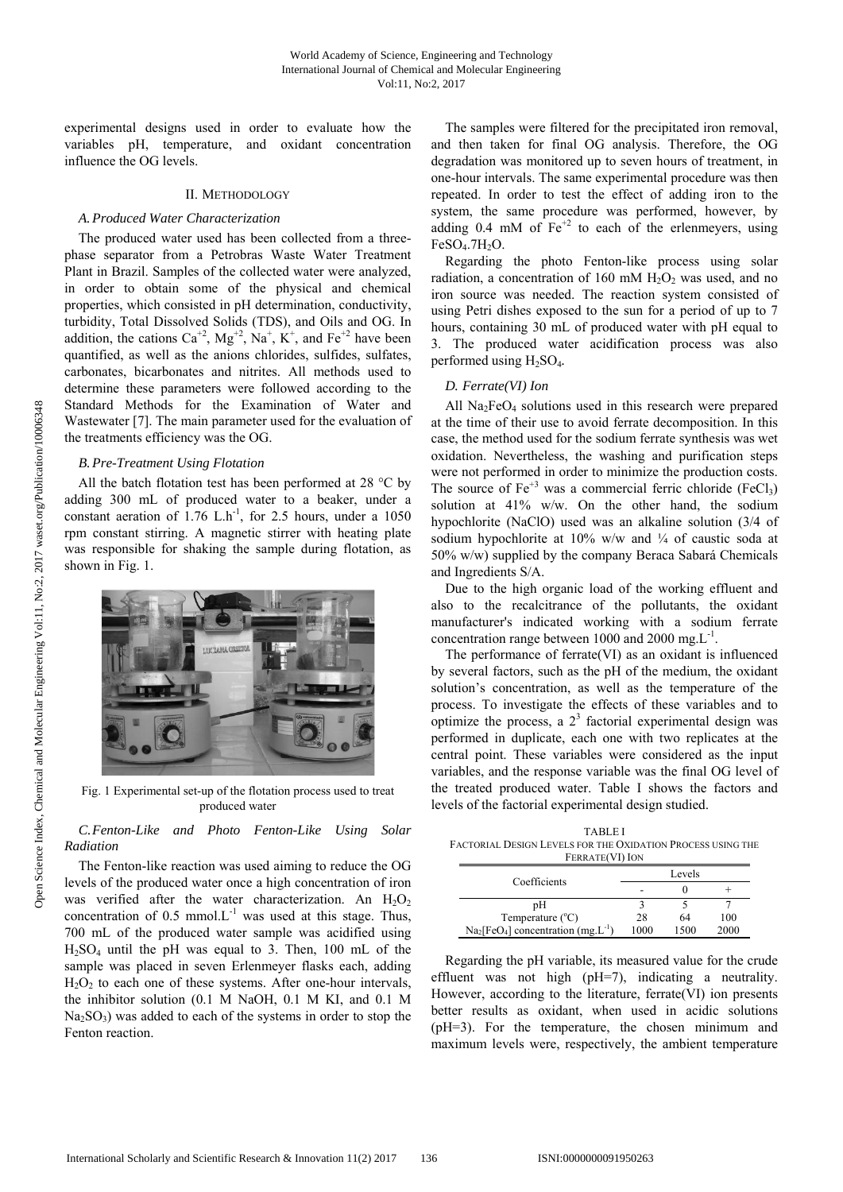experimental designs used in order to evaluate how the variables pH, temperature, and oxidant concentration influence the OG levels.

## II. Methodology

### A. Produced Water Characterization

The produced water used has been collected from a three-phase separator from a Petrobras Waste Water Treatment Plant in Brazil. Samples of the collected water were analyzed, in order to obtain some of the physical and chemical properties, which consisted in pH determination, conductivity, turbidity, Total Dissolved Solids (TDS), and Oils and OG. In addition, the cations $Ca^{+2}$, $Mg^{+2}$, $Na^{+}$, $K^{+}$, and $Fe^{+2}$ have been quantified, as well as the anions chlorides, sulfides, sulfates, carbonates, bicarbonates and nitrites. All methods used to determine these parameters were followed according to the Standard Methods for the Examination of Water and Wastewater [7]. The main parameter used for the evaluation of the treatments efficiency was the OG.

### B. Pre-Treatment Using Flotation

All the batch flotation test has been performed at 28 °C by adding 300 mL of produced water to a beaker, under a constant aeration of 1.76 $L.h^{-1}$, for 2.5 hours, under a 1050 rpm constant stirring. A magnetic stirrer with heating plate was responsible for shaking the sample during flotation, as shown in Fig. 1.

Fig. 1 Experimental set-up of the flotation process used to treat produced water

### C. Fenton-Like and Photo Fenton-Like Using Solar Radiation

The Fenton-like reaction was used aiming to reduce the OG levels of the produced water once a high concentration of iron was verified after the water characterization. An $H_2O_2$ concentration of 0.5 $mmol.L^{-1}$ was used at this stage. Thus, 700 mL of the produced water sample was acidified using $H_2SO_4$ until the pH was equal to 3. Then, 100 mL of the sample was placed in seven Erlenmeyer flasks each, adding $H_2O_2$ to each one of these systems. After one-hour intervals, the inhibitor solution (0.1 M NaOH, 0.1 M KI, and 0.1 M $Na_2SO_3$) was added to each of the systems in order to stop the Fenton reaction.

The samples were filtered for the precipitated iron removal, and then taken for final OG analysis. Therefore, the OG degradation was monitored up to seven hours of treatment, in one-hour intervals. The same experimental procedure was then repeated. In order to test the effect of adding iron to the system, the same procedure was performed, however, by adding 0.4 mM of $Fe^{+2}$ to each of the erlenmeyers, using $FeSO_4.7H_2O$.

Regarding the photo Fenton-like process using solar radiation, a concentration of 160 mM $H_2O_2$ was used, and no iron source was needed. The reaction system consisted of using Petri dishes exposed to the sun for a period of up to 7 hours, containing 30 mL of produced water with pH equal to 3. The produced water acidification process was also performed using $H_2SO_4$.

### D. Ferrate(VI) Ion

All $Na_2FeO_4$ solutions used in this research were prepared at the time of their use to avoid ferrate decomposition. In this case, the method used for the sodium ferrate synthesis was wet oxidation. Nevertheless, the washing and purification steps were not performed in order to minimize the production costs. The source of $Fe^{+3}$ was a commercial ferric chloride ($FeCl_3$) solution at 41% w/w. On the other hand, the sodium hypochlorite (NaClO) used was an alkaline solution (3/4 of sodium hypochlorite at 10% w/w and ¼ of caustic soda at 50% w/w) supplied by the company Beraca Sabará Chemicals and Ingredients S/A.

Due to the high organic load of the working effluent and also to the recalcitrance of the pollutants, the oxidant manufacturer's indicated working with a sodium ferrate concentration range between 1000 and 2000 $mg.L^{-1}$.

The performance of ferrate(VI) as an oxidant is influenced by several factors, such as the pH of the medium, the oxidant solution's concentration, as well as the temperature of the process. To investigate the effects of these variables and to optimize the process, a $2^3$ factorial experimental design was performed in duplicate, each one with two replicates at the central point. These variables were considered as the input variables, and the response variable was the final OG level of the treated produced water. Table I shows the factors and levels of the factorial experimental design studied.

TABLE I
FACTORIAL DESIGN LEVELS FOR THE OXIDATION PROCESS USING THE FERRATE(VI) ION

| Coefficients | Levels | | |
|---|---|---|---|
| | - | 0 | + |
| pH | 3 | 5 | 7 |
| Temperature (°C) | 28 | 64 | 100 |
| $Na_2[FeO_4]$ concentration ($mg.L^{-1}$) | 1000 | 1500 | 2000 |

Regarding the pH variable, its measured value for the crude effluent was not high (pH=7), indicating a neutrality. However, according to the literature, ferrate(VI) ion presents better results as oxidant, when used in acidic solutions (pH=3). For the temperature, the chosen minimum and maximum levels were, respectively, the ambient temperature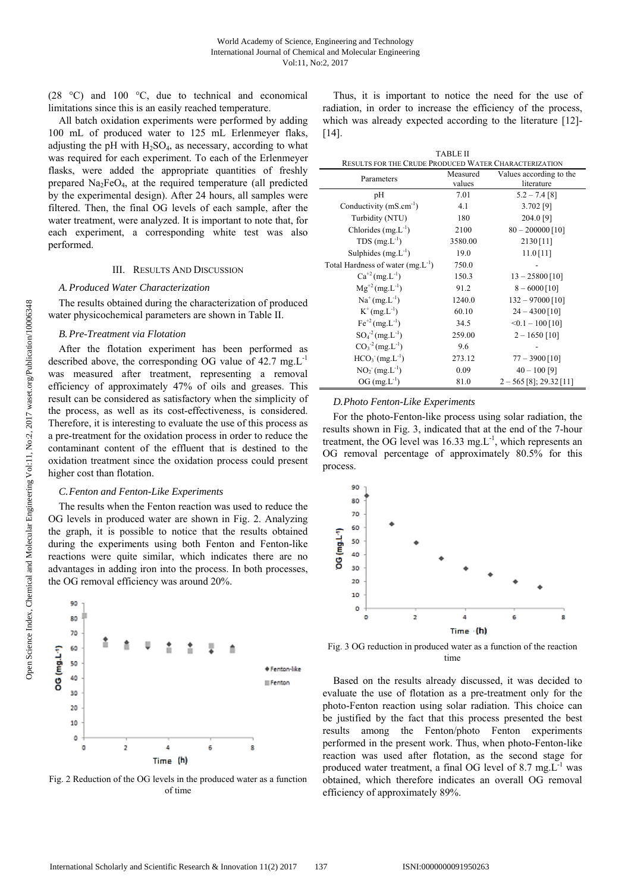(28 °C) and 100 °C, due to technical and economical limitations since this is an easily reached temperature.

All batch oxidation experiments were performed by adding 100 mL of produced water to 125 mL Erlenmeyer flaks, adjusting the pH with $H_2SO_4$, as necessary, according to what was required for each experiment. To each of the Erlenmeyer flasks, were added the appropriate quantities of freshly prepared $Na_2FeO_4$, at the required temperature (all predicted by the experimental design). After 24 hours, all samples were filtered. Then, the final OG levels of each sample, after the water treatment, were analyzed. It is important to note that, for each experiment, a corresponding white test was also performed.

## III. Results And Discussion

### *A. Produced Water Characterization*

The results obtained during the characterization of produced water physicochemical parameters are shown in Table II.

### *B. Pre-Treatment via Flotation*

After the flotation experiment has been performed as described above, the corresponding OG value of 42.7 $mg.L^{-1}$ was measured after treatment, representing a removal efficiency of approximately 47% of oils and greases. This result can be considered as satisfactory when the simplicity of the process, as well as its cost-effectiveness, is considered. Therefore, it is interesting to evaluate the use of this process as a pre-treatment for the oxidation process in order to reduce the contaminant content of the effluent that is destined to the oxidation treatment since the oxidation process could present higher cost than flotation.

### *C. Fenton and Fenton-Like Experiments*

The results when the Fenton reaction was used to reduce the OG levels in produced water are shown in Fig. 2. Analyzing the graph, it is possible to notice that the results obtained during the experiments using both Fenton and Fenton-like reactions were quite similar, which indicates there are no advantages in adding iron into the process. In both processes, the OG removal efficiency was around 20%.

Fig. 2 Reduction of the OG levels in the produced water as a function of time

Thus, it is important to notice the need for the use of radiation, in order to increase the efficiency of the process, which was already expected according to the literature [12]-[14].

TABLE II
RESULTS FOR THE CRUDE PRODUCED WATER CHARACTERIZATION

| Parameters | Measured values | Values according to the literature |
|---|---|---|
| pH | 7.01 | 5.2 – 7.4 [8] |
| Conductivity ($mS.cm^{-1}$) | 4.1 | 3.702 [9] |
| Turbidity (NTU) | 180 | 204.0 [9] |
| Chlorides ($mg.L^{-1}$) | 2100 | 80 – 200000 [10] |
| TDS ($mg.L^{-1}$) | 3580.00 | 2130 [11] |
| Sulphides ($mg.L^{-1}$) | 19.0 | 11.0 [11] |
| Total Hardness of water ($mg.L^{-1}$) | 750.0 | - |
| $Ca^{+2}$ ($mg.L^{-1}$) | 150.3 | 13 – 25800 [10] |
| $Mg^{+2}$ ($mg.L^{-1}$) | 91.2 | 8 – 6000 [10] |
| $Na^{+}$ ($mg.L^{-1}$) | 1240.0 | 132 – 97000 [10] |
| $K^{+}$ ($mg.L^{-1}$) | 60.10 | 24 – 4300 [10] |
| $Fe^{+2}$ ($mg.L^{-1}$) | 34.5 | <0.1 – 100 [10] |
| $SO_4^{-2}$ ($mg.L^{-1}$) | 259.00 | 2 – 1650 [10] |
| $CO_3^{-2}$ ($mg.L^{-1}$) | 9.6 | - |
| $HCO_3^{-}$ ($mg.L^{-1}$) | 273.12 | 77 – 3900 [10] |
| $NO_2^{-}$ ($mg.L^{-1}$) | 0.09 | 40 – 100 [9] |
| OG ($mg.L^{-1}$) | 81.0 | 2 – 565 [8]; 29.32 [11] |

### *D. Photo Fenton-Like Experiments*

For the photo-Fenton-like process using solar radiation, the results shown in Fig. 3, indicated that at the end of the 7-hour treatment, the OG level was 16.33 $mg.L^{-1}$, which represents an OG removal percentage of approximately 80.5% for this process.

Fig. 3 OG reduction in produced water as a function of the reaction time

Based on the results already discussed, it was decided to evaluate the use of flotation as a pre-treatment only for the photo-Fenton reaction using solar radiation. This choice can be justified by the fact that this process presented the best results among the Fenton/photo Fenton experiments performed in the present work. Thus, when photo-Fenton-like reaction was used after flotation, as the second stage for produced water treatment, a final OG level of 8.7 $mg.L^{-1}$ was obtained, which therefore indicates an overall OG removal efficiency of approximately 89%.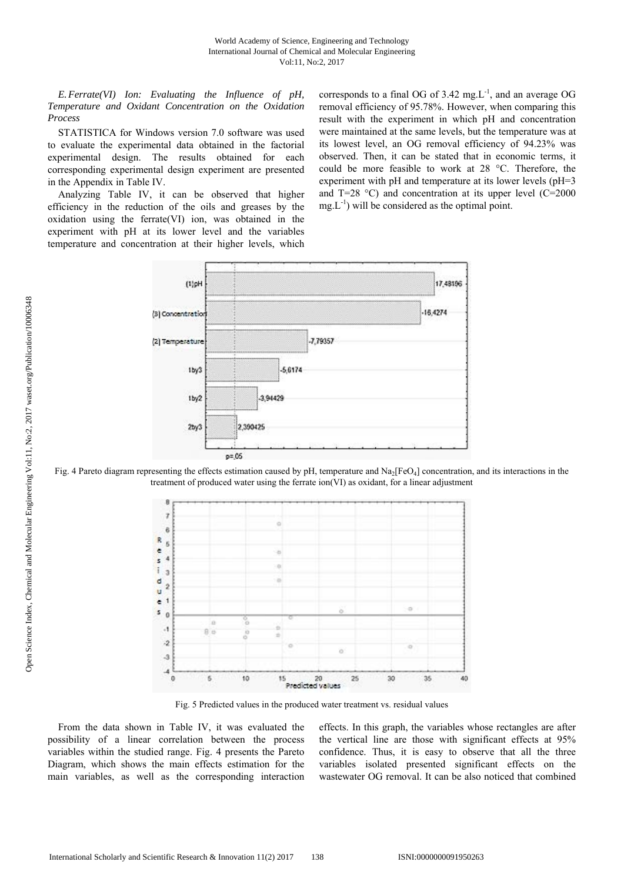*E. Ferrate(VI) Ion: Evaluating the Influence of pH, Temperature and Oxidant Concentration on the Oxidation Process*

STATISTICA for Windows version 7.0 software was used to evaluate the experimental data obtained in the factorial experimental design. The results obtained for each corresponding experimental design experiment are presented in the Appendix in Table IV.

Analyzing Table IV, it can be observed that higher efficiency in the reduction of the oils and greases by the oxidation using the ferrate(VI) ion, was obtained in the experiment with pH at its lower level and the variables temperature and concentration at their higher levels, which corresponds to a final OG of 3.42 $mg.L^{-1}$, and an average OG removal efficiency of 95.78%. However, when comparing this result with the experiment in which pH and concentration were maintained at the same levels, but the temperature was at its lowest level, an OG removal efficiency of 94.23% was observed. Then, it can be stated that in economic terms, it could be more feasible to work at 28 °C. Therefore, the experiment with pH and temperature at its lower levels (pH=3 and T=28 °C) and concentration at its upper level (C=2000 $mg.L^{-1}$) will be considered as the optimal point.

Fig. 4 Pareto diagram representing the effects estimation caused by pH, temperature and $Na_2[FeO_4]$ concentration, and its interactions in the treatment of produced water using the ferrate ion(VI) as oxidant, for a linear adjustment

Fig. 5 Predicted values in the produced water treatment vs. residual values

From the data shown in Table IV, it was evaluated the possibility of a linear correlation between the process variables within the studied range. Fig. 4 presents the Pareto Diagram, which shows the main effects estimation for the main variables, as well as the corresponding interaction effects. In this graph, the variables whose rectangles are after the vertical line are those with significant effects at 95% confidence. Thus, it is easy to observe that all the three variables isolated presented significant effects on the wastewater OG removal. It can be also noticed that combined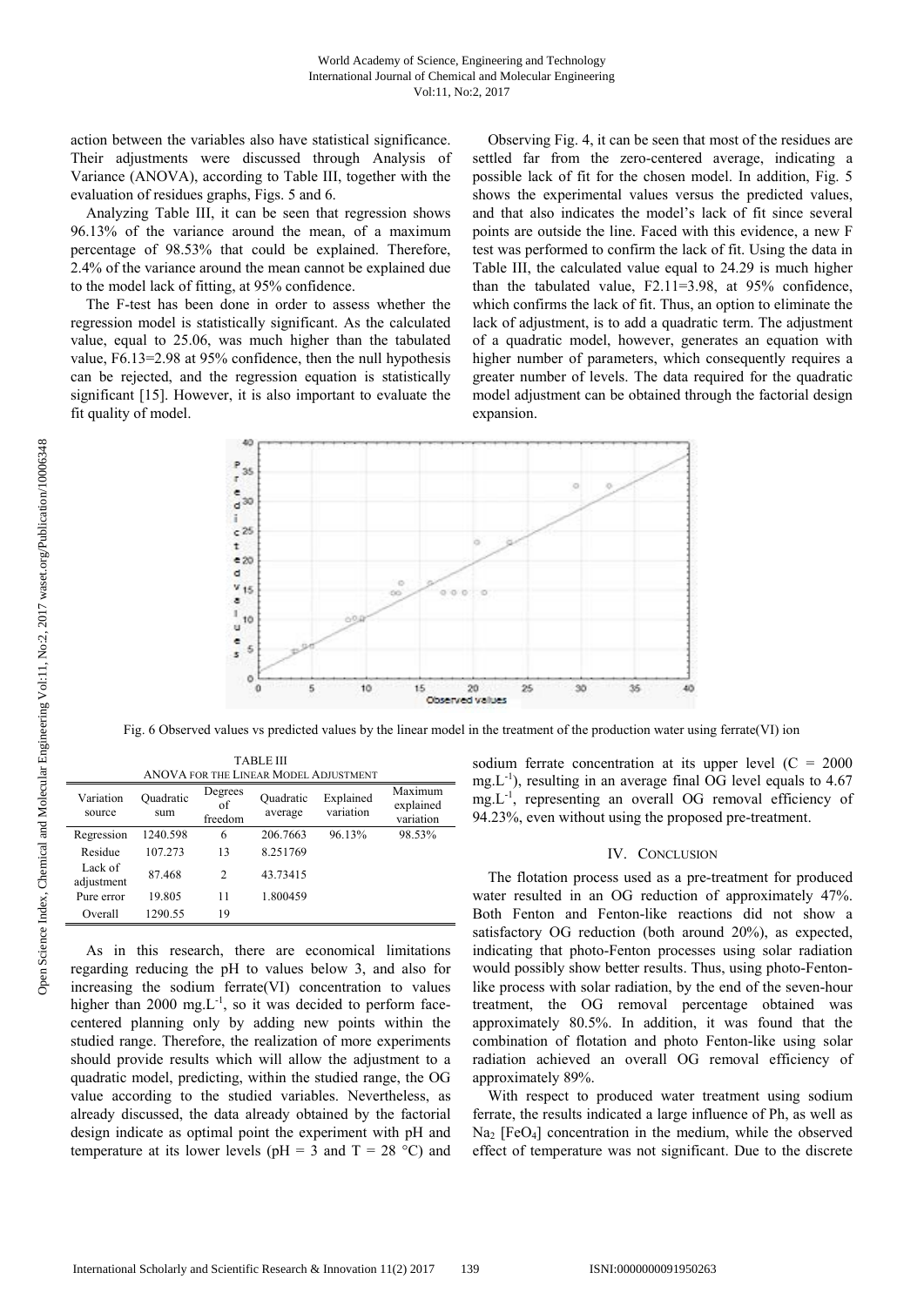action between the variables also have statistical significance. Their adjustments were discussed through Analysis of Variance (ANOVA), according to Table III, together with the evaluation of residues graphs, Figs. 5 and 6.

Analyzing Table III, it can be seen that regression shows 96.13% of the variance around the mean, of a maximum percentage of 98.53% that could be explained. Therefore, 2.4% of the variance around the mean cannot be explained due to the model lack of fitting, at 95% confidence.

The F-test has been done in order to assess whether the regression model is statistically significant. As the calculated value, equal to 25.06, was much higher than the tabulated value, $F_{6.13}$=2.98 at 95% confidence, then the null hypothesis can be rejected, and the regression equation is statistically significant [15]. However, it is also important to evaluate the fit quality of model.

Observing Fig. 4, it can be seen that most of the residues are settled far from the zero-centered average, indicating a possible lack of fit for the chosen model. In addition, Fig. 5 shows the experimental values versus the predicted values, and that also indicates the model's lack of fit since several points are outside the line. Faced with this evidence, a new F test was performed to confirm the lack of fit. Using the data in Table III, the calculated value equal to 24.29 is much higher than the tabulated value, $F_{2.11}$=3.98, at 95% confidence, which confirms the lack of fit. Thus, an option to eliminate the lack of adjustment, is to add a quadratic term. The adjustment of a quadratic model, however, generates an equation with higher number of parameters, which consequently requires a greater number of levels. The data required for the quadratic model adjustment can be obtained through the factorial design expansion.

Fig. 6 Observed values vs predicted values by the linear model in the treatment of the production water using ferrate(VI) ion

TABLE III
ANOVA FOR THE LINEAR MODEL ADJUSTMENT

| Variation source | Quadratic sum | Degrees of freedom | Quadratic average | Explained variation | Maximum explained variation |
|---|---|---|---|---|---|
| Regression | 1240.598 | 6 | 206.7663 | 96.13% | 98.53% |
| Residue | 107.273 | 13 | 8.251769 | | |
| Lack of adjustment | 87.468 | 2 | 43.73415 | | |
| Pure error | 19.805 | 11 | 1.800459 | | |
| Overall | 1290.55 | 19 | | | |

As in this research, there are economical limitations regarding reducing the pH to values below 3, and also for increasing the sodium ferrate(VI) concentration to values higher than 2000 mg.L$^{-1}$, so it was decided to perform face-centered planning only by adding new points within the studied range. Therefore, the realization of more experiments should provide results which will allow the adjustment to a quadratic model, predicting, within the studied range, the OG value according to the studied variables. Nevertheless, as already discussed, the data already obtained by the factorial design indicate as optimal point the experiment with pH and temperature at its lower levels (pH = 3 and T = 28 °C) and sodium ferrate concentration at its upper level (C = 2000 mg.L$^{-1}$), resulting in an average final OG level equals to 4.67 mg.L$^{-1}$, representing an overall OG removal efficiency of 94.23%, even without using the proposed pre-treatment.

## IV. Conclusion

The flotation process used as a pre-treatment for produced water resulted in an OG reduction of approximately 47%. Both Fenton and Fenton-like reactions did not show a satisfactory OG reduction (both around 20%), as expected, indicating that photo-Fenton processes using solar radiation would possibly show better results. Thus, using photo-Fenton-like process with solar radiation, by the end of the seven-hour treatment, the OG removal percentage obtained was approximately 80.5%. In addition, it was found that the combination of flotation and photo Fenton-like using solar radiation achieved an overall OG removal efficiency of approximately 89%.

With respect to produced water treatment using sodium ferrate, the results indicated a large influence of Ph, as well as $Na_2$ [$FeO_4$] concentration in the medium, while the observed effect of temperature was not significant. Due to the discrete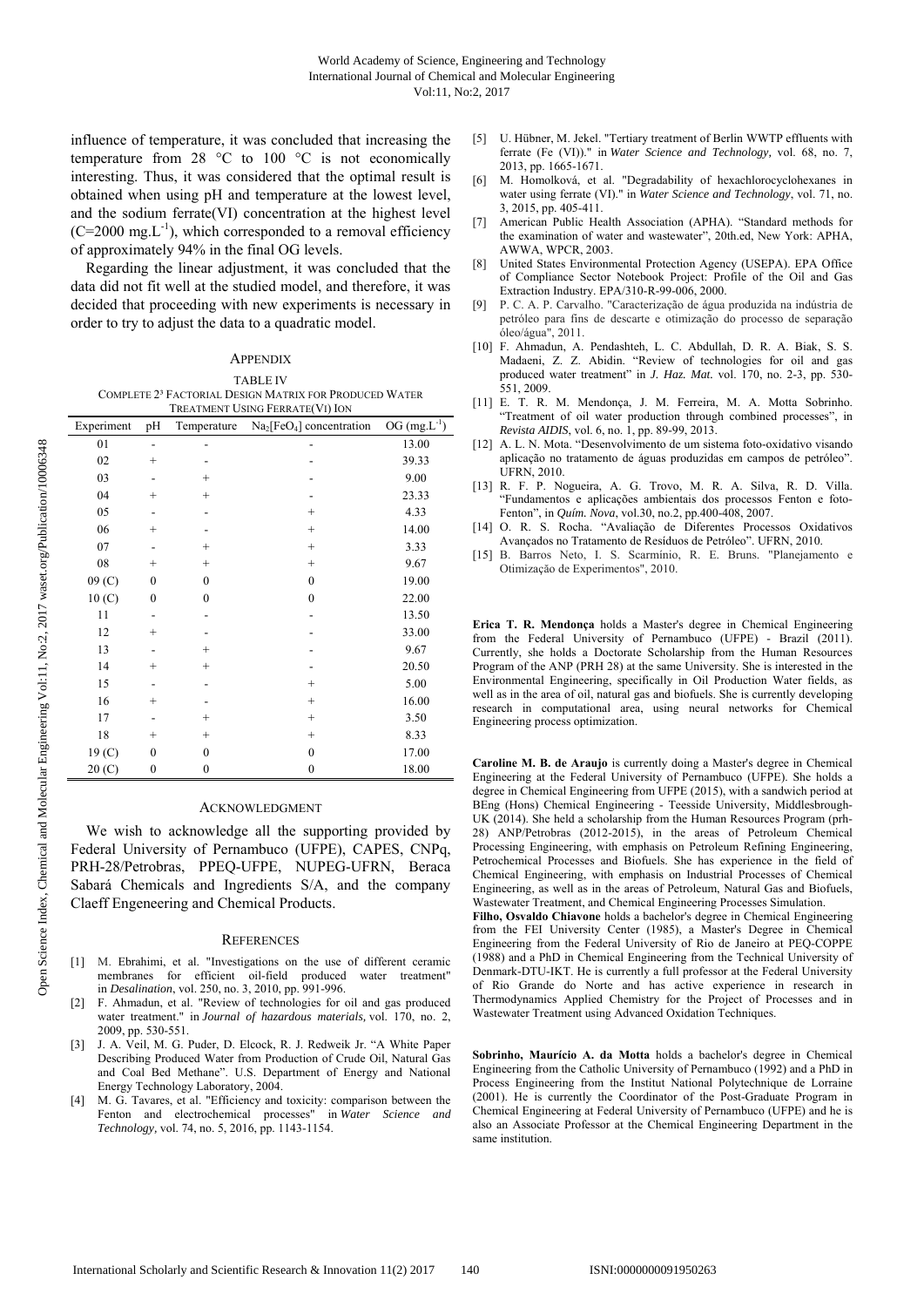influence of temperature, it was concluded that increasing the temperature from 28 °C to 100 °C is not economically interesting. Thus, it was considered that the optimal result is obtained when using pH and temperature at the lowest level, and the sodium ferrate(VI) concentration at the highest level ($C=2000$ mg.L$^{-1}$), which corresponded to a removal efficiency of approximately 94% in the final OG levels.

Regarding the linear adjustment, it was concluded that the data did not fit well at the studied model, and therefore, it was decided that proceeding with new experiments is necessary in order to try to adjust the data to a quadratic model.

## Appendix

TABLE IV
COMPLETE $2^3$ FACTORIAL DESIGN MATRIX FOR PRODUCED WATER TREATMENT USING FERRATE(VI) ION

| Experiment | pH | Temperature | $Na_2[FeO_4]$ concentration | OG (mg.L$^{-1}$) |
|---|---|---|---|---|
| 01 | - | - | - | 13.00 |
| 02 | + | - | - | 39.33 |
| 03 | - | + | - | 9.00 |
| 04 | + | + | - | 23.33 |
| 05 | - | - | + | 4.33 |
| 06 | + | - | + | 14.00 |
| 07 | - | + | + | 3.33 |
| 08 | + | + | + | 9.67 |
| 09 (C) | 0 | 0 | 0 | 19.00 |
| 10 (C) | 0 | 0 | 0 | 22.00 |
| 11 | - | - | - | 13.50 |
| 12 | + | - | - | 33.00 |
| 13 | - | + | - | 9.67 |
| 14 | + | + | - | 20.50 |
| 15 | - | - | + | 5.00 |
| 16 | + | - | + | 16.00 |
| 17 | - | + | + | 3.50 |
| 18 | + | + | + | 8.33 |
| 19 (C) | 0 | 0 | 0 | 17.00 |
| 20 (C) | 0 | 0 | 0 | 18.00 |

## Acknowledgment

We wish to acknowledge all the supporting provided by Federal University of Pernambuco (UFPE), CAPES, CNPq, PRH-28/Petrobras, PPEQ-UFPE, NUPEG-UFRN, Beraca Sabará Chemicals and Ingredients S/A, and the company Claeff Engeneering and Chemical Products.

## References

[1] M. Ebrahimi, et al. "Investigations on the use of different ceramic membranes for efficient oil-field produced water treatment" in *Desalination*, vol. 250, no. 3, 2010, pp. 991-996.

[2] F. Ahmadun, et al. "Review of technologies for oil and gas produced water treatment." in *Journal of hazardous materials,* vol. 170, no. 2, 2009, pp. 530-551.

[3] J. A. Veil, M. G. Puder, D. Elcock, R. J. Redweik Jr. "A White Paper Describing Produced Water from Production of Crude Oil, Natural Gas and Coal Bed Methane". U.S. Department of Energy and National Energy Technology Laboratory, 2004.

[4] M. G. Tavares, et al. "Efficiency and toxicity: comparison between the Fenton and electrochemical processes" in *Water Science and Technology,* vol. 74, no. 5, 2016, pp. 1143-1154.

[5] U. Hübner, M. Jekel. "Tertiary treatment of Berlin WWTP effluents with ferrate (Fe (VI))." in *Water Science and Technology,* vol. 68, no. 7, 2013, pp. 1665-1671.

[6] M. Homolková, et al. "Degradability of hexachlorocyclohexanes in water using ferrate (VI)." in *Water Science and Technology*, vol. 71, no. 3, 2015, pp. 405-411.

[7] American Public Health Association (APHA). "Standard methods for the examination of water and wastewater", 20th.ed, New York: APHA, AWWA, WPCR, 2003.

[8] United States Environmental Protection Agency (USEPA). EPA Office of Compliance Sector Notebook Project: Profile of the Oil and Gas Extraction Industry. EPA/310-R-99-006, 2000.

[9] P. C. A. P. Carvalho. "Caracterização de água produzida na indústria de petróleo para fins de descarte e otimização do processo de separação óleo/água", 2011.

[10] F. Ahmadun, A. Pendashteh, L. C. Abdullah, D. R. A. Biak, S. S. Madaeni, Z. Z. Abidin. "Review of technologies for oil and gas produced water treatment" in *J. Haz. Mat.* vol. 170, no. 2-3, pp. 530-551, 2009.

[11] E. T. R. M. Mendonça, J. M. Ferreira, M. A. Motta Sobrinho. "Treatment of oil water production through combined processes", in *Revista AIDIS*, vol. 6, no. 1, pp. 89-99, 2013.

[12] A. L. N. Mota. "Desenvolvimento de um sistema foto-oxidativo visando aplicação no tratamento de águas produzidas em campos de petróleo". UFRN, 2010.

[13] R. F. P. Nogueira, A. G. Trovo, M. R. A. Silva, R. D. Villa. "Fundamentos e aplicações ambientais dos processos Fenton e foto-Fenton", in *Quím. Nova*, vol.30, no.2, pp.400-408, 2007.

[14] O. R. S. Rocha. "Avaliação de Diferentes Processos Oxidativos Avançados no Tratamento de Resíduos de Petróleo". UFRN, 2010.

[15] B. Barros Neto, I. S. Scarmínio, R. E. Bruns. "Planejamento e Otimização de Experimentos", 2010.

**Erica T. R. Mendonça** holds a Master's degree in Chemical Engineering from the Federal University of Pernambuco (UFPE) - Brazil (2011). Currently, she holds a Doctorate Scholarship from the Human Resources Program of the ANP (PRH 28) at the same University. She is interested in the Environmental Engineering, specifically in Oil Production Water fields, as well as in the area of oil, natural gas and biofuels. She is currently developing research in computational area, using neural networks for Chemical Engineering process optimization.

**Caroline M. B. de Araujo** is currently doing a Master's degree in Chemical Engineering at the Federal University of Pernambuco (UFPE). She holds a degree in Chemical Engineering from UFPE (2015), with a sandwich period at BEng (Hons) Chemical Engineering - Teesside University, Middlesbrough-UK (2014). She held a scholarship from the Human Resources Program (prh-28) ANP/Petrobras (2012-2015), in the areas of Petroleum Chemical Processing Engineering, with emphasis on Petroleum Refining Engineering, Petrochemical Processes and Biofuels. She has experience in the field of Chemical Engineering, with emphasis on Industrial Processes of Chemical Engineering, as well as in the areas of Petroleum, Natural Gas and Biofuels, Wastewater Treatment, and Chemical Engineering Processes Simulation.

**Filho, Osvaldo Chiavone** holds a bachelor's degree in Chemical Engineering from the FEI University Center (1985), a Master's Degree in Chemical Engineering from the Federal University of Rio de Janeiro at PEQ-COPPE (1988) and a PhD in Chemical Engineering from the Technical University of Denmark-DTU-IKT. He is currently a full professor at the Federal University of Rio Grande do Norte and has active experience in research in Thermodynamics Applied Chemistry for the Project of Processes and in Wastewater Treatment using Advanced Oxidation Techniques.

**Sobrinho, Maurício A. da Motta** holds a bachelor's degree in Chemical Engineering from the Catholic University of Pernambuco (1992) and a PhD in Process Engineering from the Institut National Polytechnique de Lorraine (2001). He is currently the Coordinator of the Post-Graduate Program in Chemical Engineering at Federal University of Pernambuco (UFPE) and he is also an Associate Professor at the Chemical Engineering Department in the same institution.